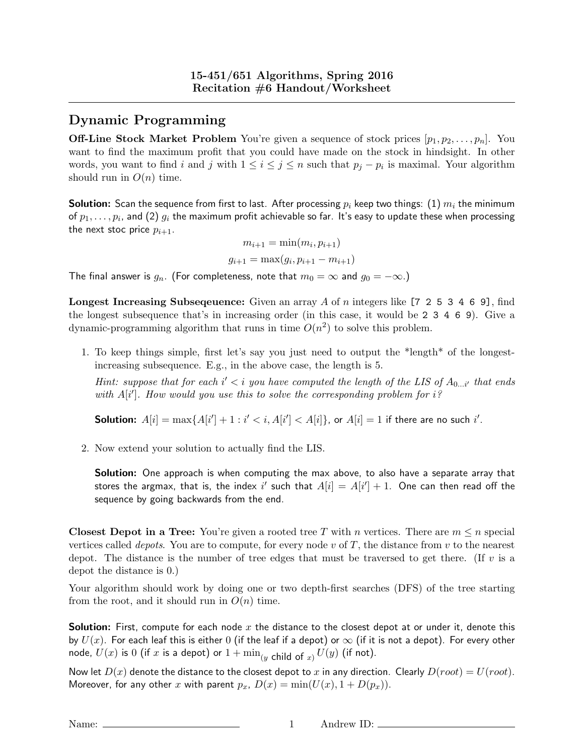**15-451/651 Algorithms, Spring 2016**
**Recitation #6 Handout/Worksheet**

# Dynamic Programming

**Off-Line Stock Market Problem** You're given a sequence of stock prices $[p_1, p_2, \ldots, p_n]$. You want to find the maximum profit that you could have made on the stock in hindsight. In other words, you want to find $i$ and $j$ with $1 \le i \le j \le n$ such that $p_j - p_i$ is maximal. Your algorithm should run in $O(n)$ time.

**Solution:** Scan the sequence from first to last. After processing $p_i$ keep two things: (1) $m_i$ the minimum of $p_1, \ldots, p_i$, and (2) $g_i$ the maximum profit achievable so far. It's easy to update these when processing the next stoc price $p_{i+1}$.

$$m_{i+1} = \min(m_i, p_{i+1})$$

$$g_{i+1} = \max(g_i, p_{i+1} - m_{i+1})$$

The final answer is $g_n$. (For completeness, note that $m_0 = \infty$ and $g_0 = -\infty$.)

**Longest Increasing Subseqeuence:** Given an array $A$ of $n$ integers like `[7 2 5 3 4 6 9]`, find the longest subsequence that's in increasing order (in this case, it would be `2 3 4 6 9`). Give a dynamic-programming algorithm that runs in time $O(n^2)$ to solve this problem.

1. To keep things simple, first let's say you just need to output the *length* of the longest-increasing subsequence. E.g., in the above case, the length is 5.

   *Hint: suppose that for each $i' < i$ you have computed the length of the LIS of $A_{0\ldots i'}$ that ends with $A[i']$. How would you use this to solve the corresponding problem for $i$?*

   **Solution:** $A[i] = \max\{A[i'] + 1 : i' < i, A[i'] < A[i]\}$, or $A[i] = 1$ if there are no such $i'$.

2. Now extend your solution to actually find the LIS.

   **Solution:** One approach is when computing the max above, to also have a separate array that stores the argmax, that is, the index $i'$ such that $A[i] = A[i'] + 1$. One can then read off the sequence by going backwards from the end.

**Closest Depot in a Tree:** You're given a rooted tree $T$ with $n$ vertices. There are $m \le n$ special vertices called *depots*. You are to compute, for every node $v$ of $T$, the distance from $v$ to the nearest depot. The distance is the number of tree edges that must be traversed to get there. (If $v$ is a depot the distance is 0.)

Your algorithm should work by doing one or two depth-first searches (DFS) of the tree starting from the root, and it should run in $O(n)$ time.

**Solution:** First, compute for each node $x$ the distance to the closest depot at or under it, denote this by $U(x)$. For each leaf this is either 0 (if the leaf if a depot) or $\infty$ (if it is not a depot). For every other node, $U(x)$ is 0 (if $x$ is a depot) or $1 + \min_{(y \text{ child of } x)} U(y)$ (if not).

Now let $D(x)$ denote the distance to the closest depot to $x$ in any direction. Clearly $D(root) = U(root)$. Moreover, for any other $x$ with parent $p_x$, $D(x) = \min(U(x), 1 + D(p_x))$.

Name: ______________________ Andrew ID: ______________________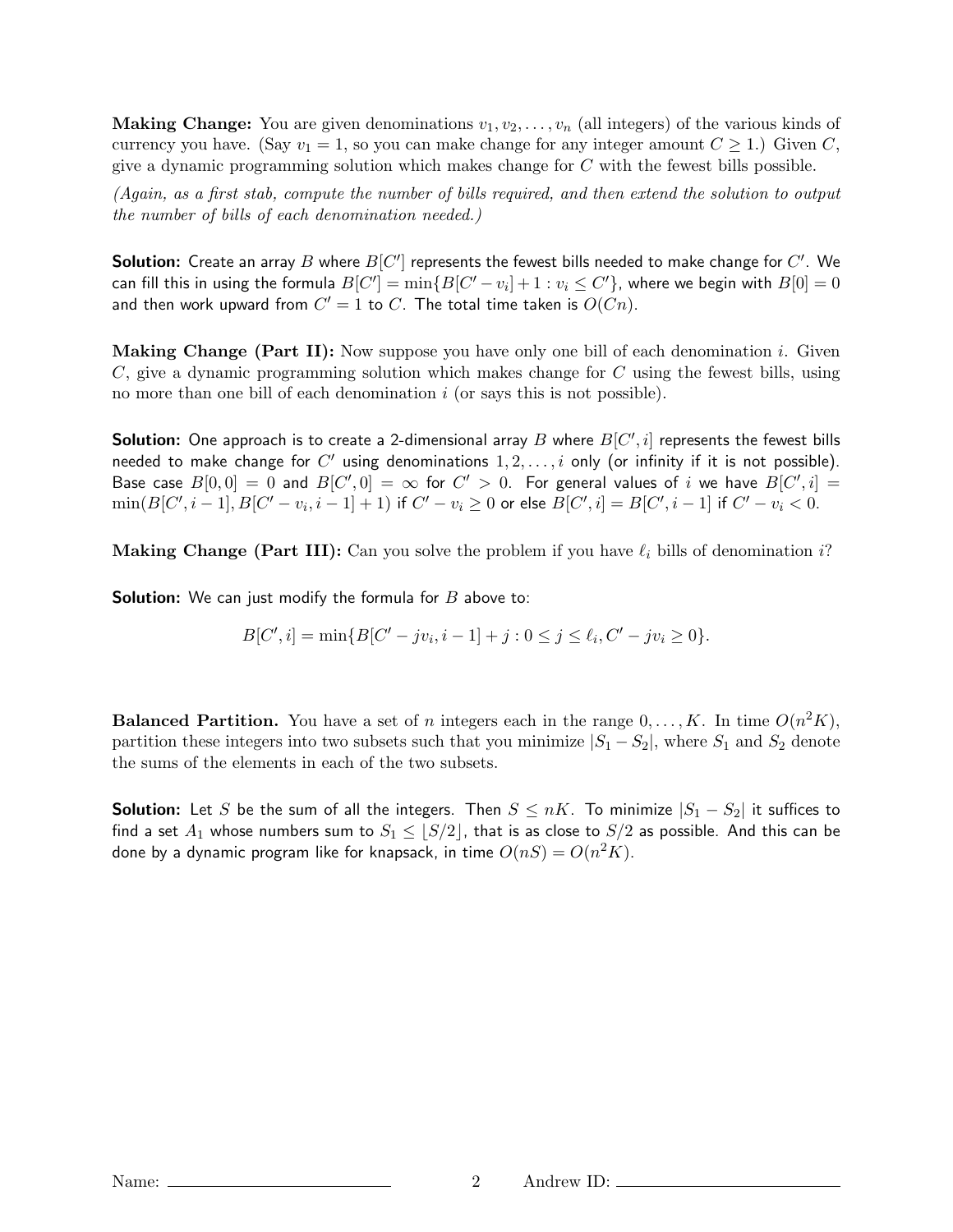**Making Change:** You are given denominations $v_1, v_2, \ldots, v_n$ (all integers) of the various kinds of currency you have. (Say $v_1 = 1$, so you can make change for any integer amount $C \geq 1$.) Given $C$, give a dynamic programming solution which makes change for $C$ with the fewest bills possible.

*(Again, as a first stab, compute the number of bills required, and then extend the solution to output the number of bills of each denomination needed.)*

**Solution:** Create an array $B$ where $B[C']$ represents the fewest bills needed to make change for $C'$. We can fill this in using the formula $B[C'] = \min\{B[C' - v_i] + 1 : v_i \leq C'\}$, where we begin with $B[0] = 0$ and then work upward from $C' = 1$ to $C$. The total time taken is $O(Cn)$.

**Making Change (Part II):** Now suppose you have only one bill of each denomination $i$. Given $C$, give a dynamic programming solution which makes change for $C$ using the fewest bills, using no more than one bill of each denomination $i$ (or says this is not possible).

**Solution:** One approach is to create a 2-dimensional array $B$ where $B[C', i]$ represents the fewest bills needed to make change for $C'$ using denominations $1, 2, \ldots, i$ only (or infinity if it is not possible). Base case $B[0, 0] = 0$ and $B[C', 0] = \infty$ for $C' > 0$. For general values of $i$ we have $B[C', i] = \min(B[C', i-1], B[C' - v_i, i-1] + 1)$ if $C' - v_i \geq 0$ or else $B[C', i] = B[C', i-1]$ if $C' - v_i < 0$.

**Making Change (Part III):** Can you solve the problem if you have $\ell_i$ bills of denomination $i$?

**Solution:** We can just modify the formula for $B$ above to:

$$B[C', i] = \min\{B[C' - jv_i, i-1] + j : 0 \leq j \leq \ell_i, C' - jv_i \geq 0\}.$$

**Balanced Partition.** You have a set of $n$ integers each in the range $0, \ldots, K$. In time $O(n^2 K)$, partition these integers into two subsets such that you minimize $|S_1 - S_2|$, where $S_1$ and $S_2$ denote the sums of the elements in each of the two subsets.

**Solution:** Let $S$ be the sum of all the integers. Then $S \leq nK$. To minimize $|S_1 - S_2|$ it suffices to find a set $A_1$ whose numbers sum to $S_1 \leq \lfloor S/2 \rfloor$, that is as close to $S/2$ as possible. And this can be done by a dynamic program like for knapsack, in time $O(nS) = O(n^2 K)$.

Name: \_\_\_\_\_\_\_\_\_\_\_\_\_\_\_\_\_\_\_\_ Andrew ID: \_\_\_\_\_\_\_\_\_\_\_\_\_\_\_\_\_\_\_\_